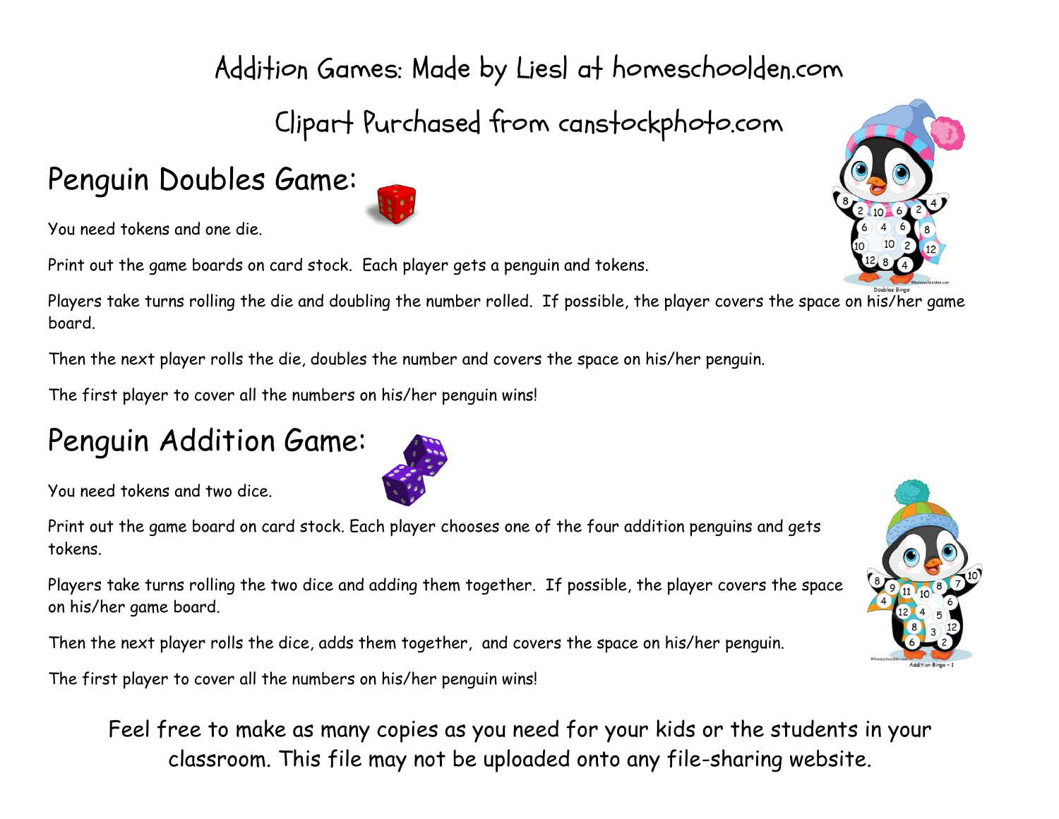Addition Games: Made by Liesl at homeschoolden.com

Clipart Purchased from canstockphoto.com

## Penguin Doubles Game:

You need tokens and one die.

Print out the game boards on card stock. Each player gets a penguin and tokens.

Players take turns rolling the die and doubling the number rolled. If possible, the player covers the space on his/her game board.

Then the next player rolls the die, doubles the number and covers the space on his/her penguin.

The first player to cover all the numbers on his/her penguin wins!

## Penguin Addition Game:

You need tokens and two dice.

Print out the game board on card stock. Each player chooses one of the four addition penguins and gets tokens.

Players take turns rolling the two dice and adding them together. If possible, the player covers the space on his/her game board.

Then the next player rolls the dice, adds them together, and covers the space on his/her penguin.

The first player to cover all the numbers on his/her penguin wins!

Feel free to make as many copies as you need for your kids or the students in your classroom. This file may not be uploaded onto any file-sharing website.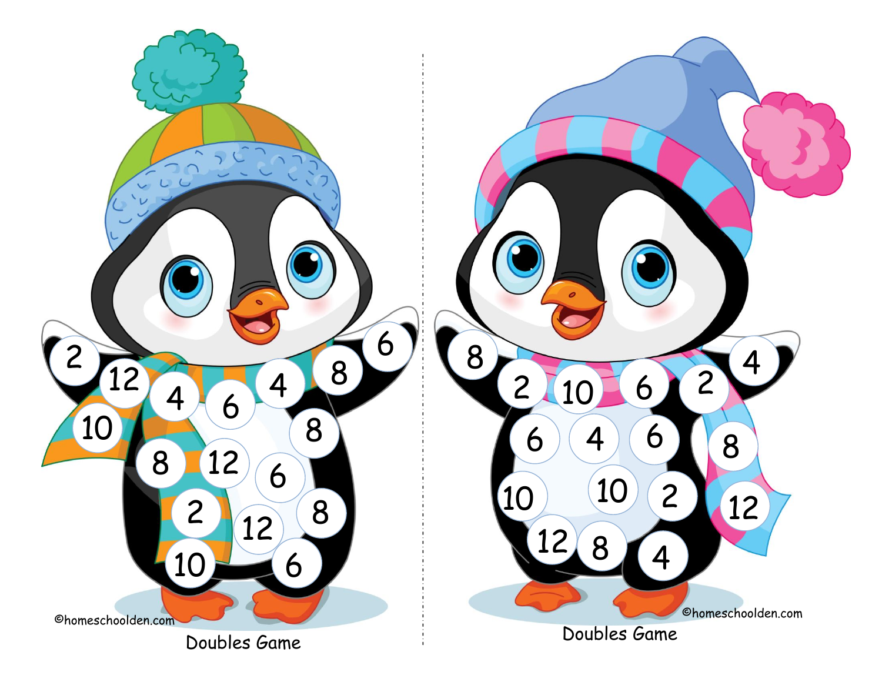2 12 4 6 4 8 6

10 8

8 12 6

2 12 8

10 6

©homeschoolden.com

Doubles Game

8

2 10 6 2 4

6 4 6 8

10 10 2 12

12 8 4

©homeschoolden.com

Doubles Game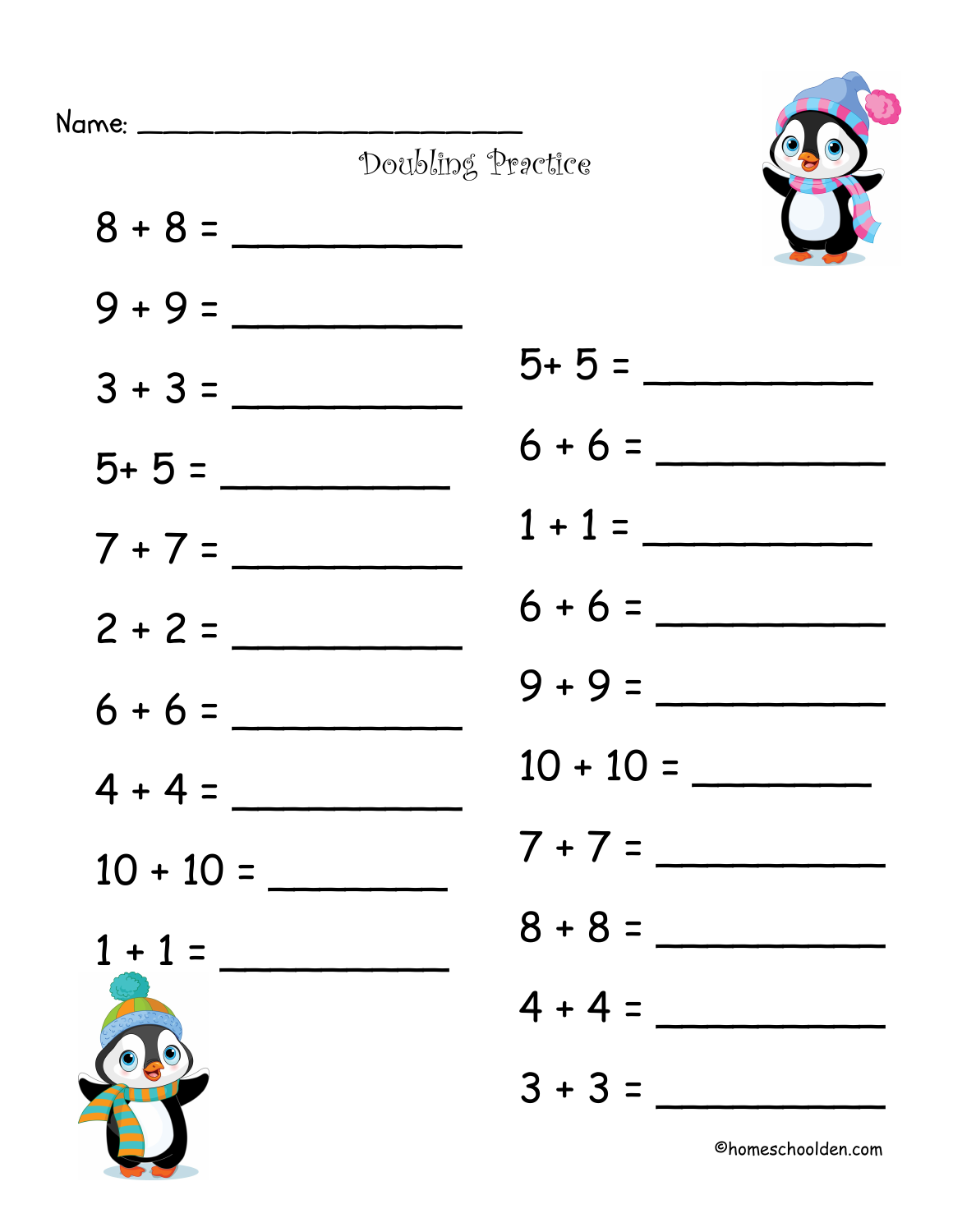Name: ______________________

## Doubling Practice

8 + 8 = __________

9 + 9 = __________

3 + 3 = __________

5+ 5 = __________

7 + 7 = __________

2 + 2 = __________

6 + 6 = __________

4 + 4 = __________

10 + 10 = __________

1 + 1 = __________

5+ 5 = __________

6 + 6 = __________

1 + 1 = __________

6 + 6 = __________

9 + 9 = __________

10 + 10 = __________

7 + 7 = __________

8 + 8 = __________

4 + 4 = __________

3 + 3 = __________

©homeschoolden.com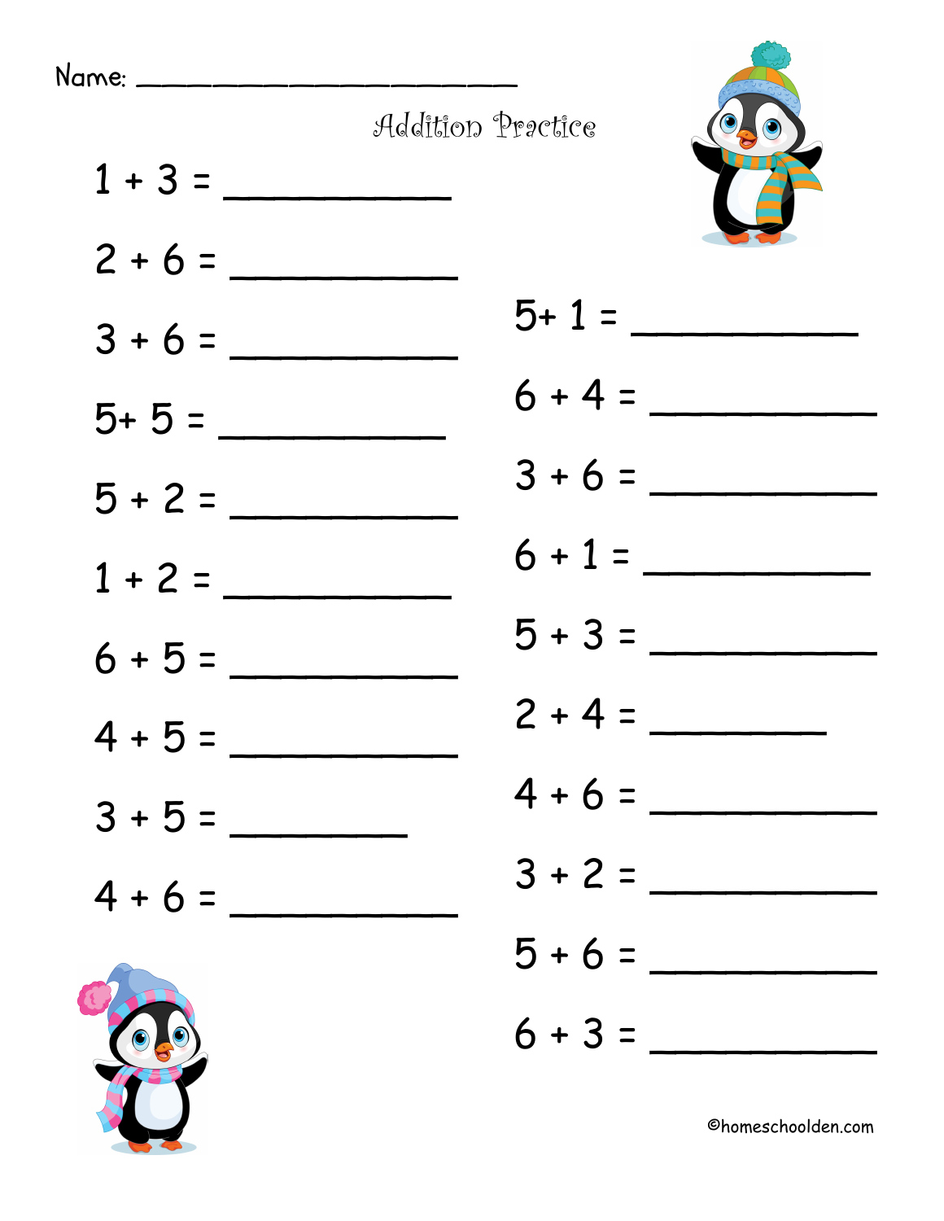Name: ______________________

## Addition Practice

$1 + 3 =$ ____________

$2 + 6 =$ ____________

$3 + 6 =$ ____________

$5 + 5 =$ ____________

$5 + 2 =$ ____________

$1 + 2 =$ ____________

$6 + 5 =$ ____________

$4 + 5 =$ ____________

$3 + 5 =$ ____________

$4 + 6 =$ ____________

$5 + 1 =$ ____________

$6 + 4 =$ ____________

$3 + 6 =$ ____________

$6 + 1 =$ ____________

$5 + 3 =$ ____________

$2 + 4 =$ ____________

$4 + 6 =$ ____________

$3 + 2 =$ ____________

$5 + 6 =$ ____________

$6 + 3 =$ ____________

©homeschoolden.com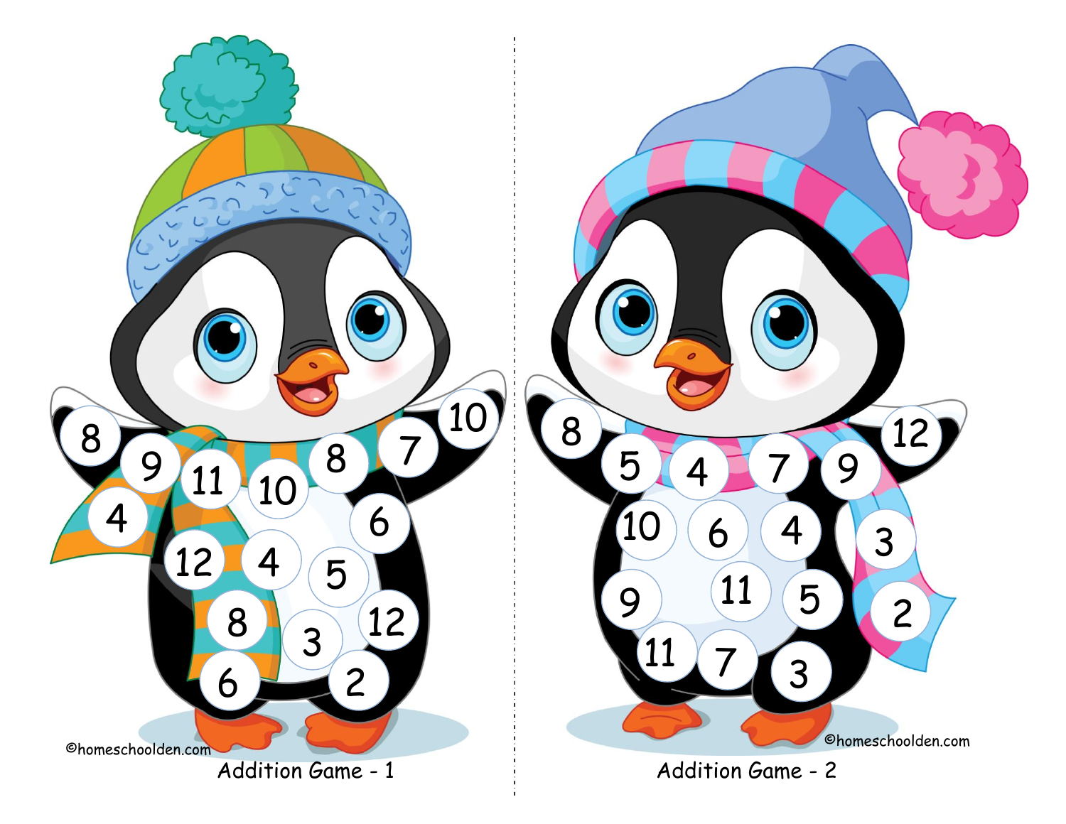8 9 11 10 8 7 10

4 12 4 5 6 12

8 3 6 2

©homeschoolden.com

Addition Game - 1

8 5 4 7 9 12

10 6 4 3

9 11 5 2

11 7 3

©homeschoolden.com

Addition Game - 2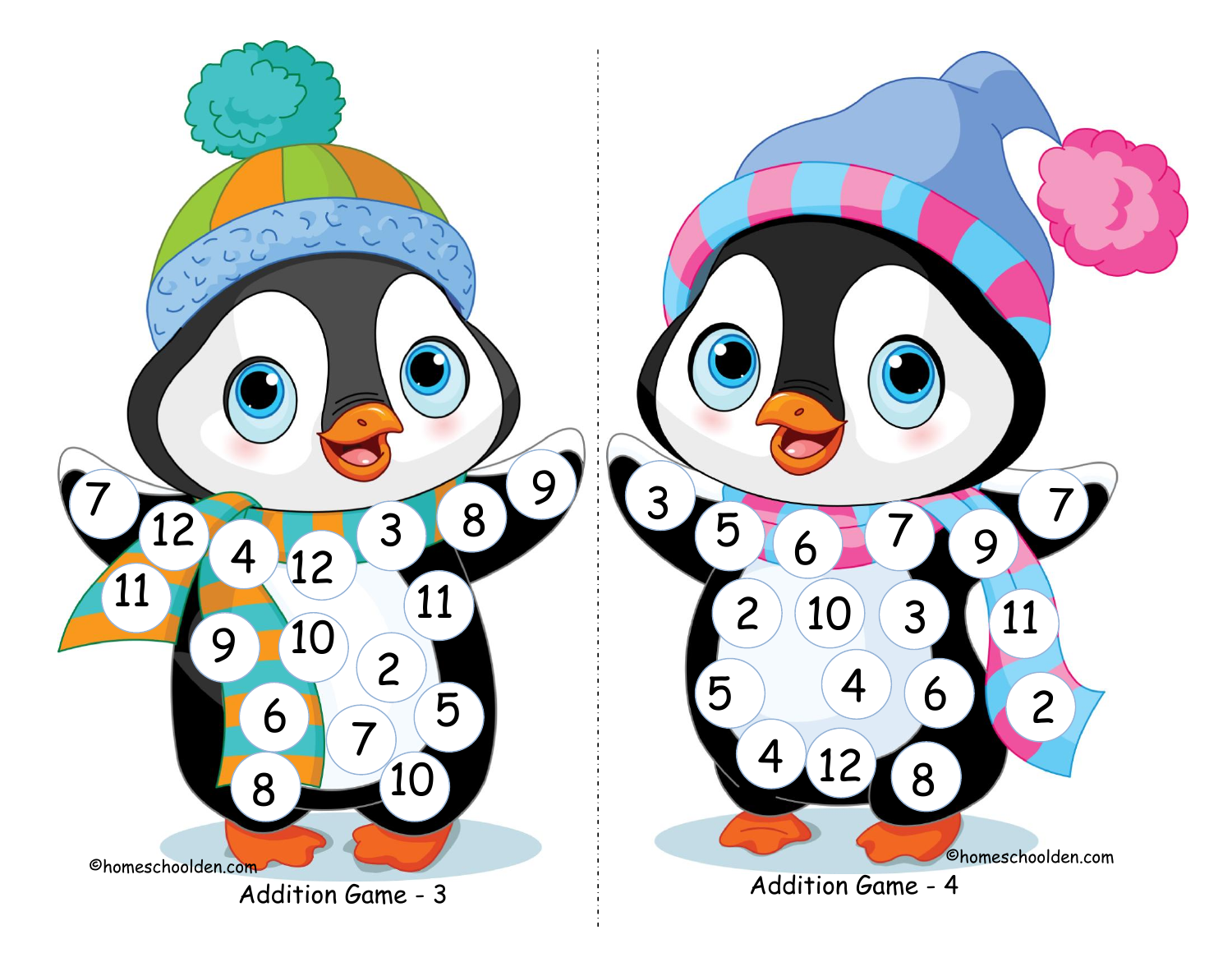7 12 4 12 3 8 9

11 11

9 10 2 5

6 7

8 10

©homeschoolden.com

Addition Game - 3

3 5 6 7 9 7

2 10 3 11

5 4 6 2

4 12 8

©homeschoolden.com

Addition Game - 4